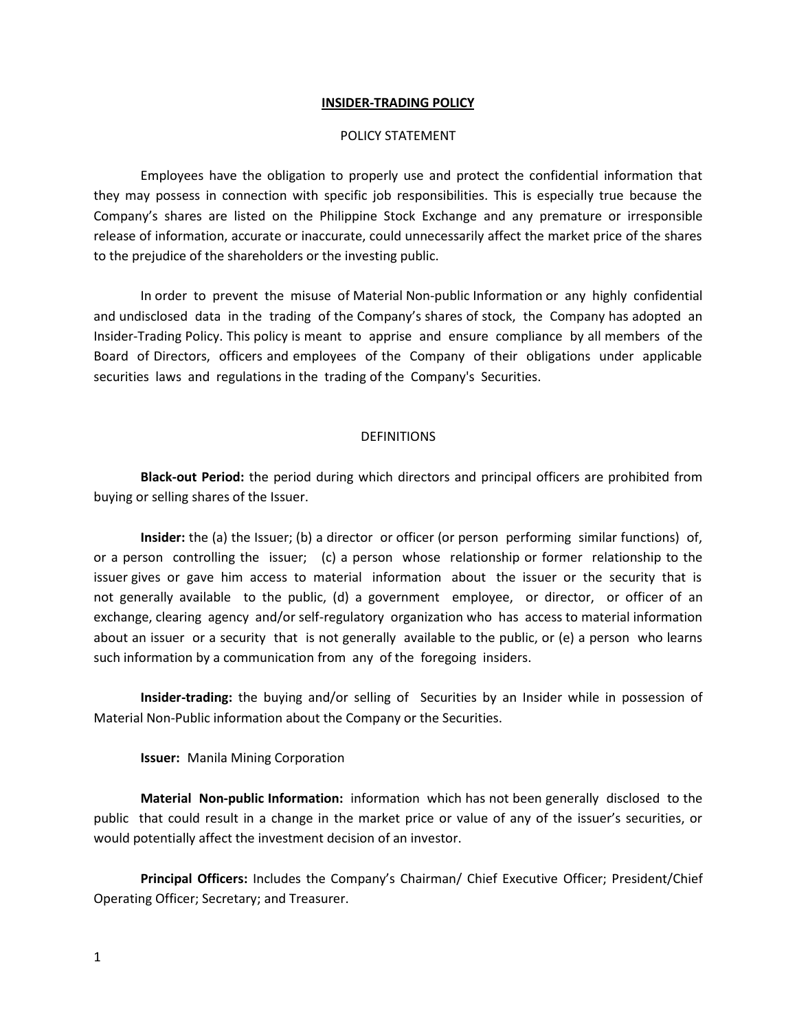# INSIDER-TRADING POLICY

## POLICY STATEMENT

Employees have the obligation to properly use and protect the confidential information that they may possess in connection with specific job responsibilities. This is especially true because the Company's shares are listed on the Philippine Stock Exchange and any premature or irresponsible release of information, accurate or inaccurate, could unnecessarily affect the market price of the shares to the prejudice of the shareholders or the investing public.

In order to prevent the misuse of Material Non-public Information or any highly confidential and undisclosed data in the trading of the Company's shares of stock, the Company has adopted an Insider-Trading Policy. This policy is meant to apprise and ensure compliance by all members of the Board of Directors, officers and employees of the Company of their obligations under applicable securities laws and regulations in the trading of the Company's Securities.

## DEFINITIONS

**Black-out Period:** the period during which directors and principal officers are prohibited from buying or selling shares of the Issuer.

**Insider:** the (a) the Issuer; (b) a director or officer (or person performing similar functions) of, or a person controlling the issuer; (c) a person whose relationship or former relationship to the issuer gives or gave him access to material information about the issuer or the security that is not generally available to the public, (d) a government employee, or director, or officer of an exchange, clearing agency and/or self-regulatory organization who has access to material information about an issuer or a security that is not generally available to the public, or (e) a person who learns such information by a communication from any of the foregoing insiders.

**Insider-trading:** the buying and/or selling of Securities by an Insider while in possession of Material Non-Public information about the Company or the Securities.

**Issuer:** Manila Mining Corporation

**Material Non-public Information:** information which has not been generally disclosed to the public that could result in a change in the market price or value of any of the issuer's securities, or would potentially affect the investment decision of an investor.

**Principal Officers:** Includes the Company's Chairman/ Chief Executive Officer; President/Chief Operating Officer; Secretary; and Treasurer.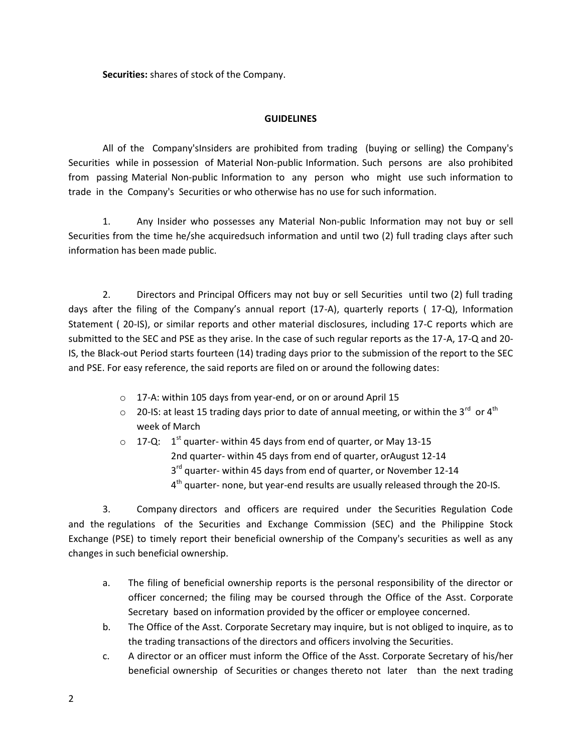**Securities:** shares of stock of the Company.

**GUIDELINES**

All of the Company'sInsiders are prohibited from trading (buying or selling) the Company's Securities while in possession of Material Non-public Information. Such persons are also prohibited from passing Material Non-public Information to any person who might use such information to trade in the Company's Securities or who otherwise has no use for such information.

1. Any Insider who possesses any Material Non-public Information may not buy or sell Securities from the time he/she acquiredsuch information and until two (2) full trading clays after such information has been made public.

2. Directors and Principal Officers may not buy or sell Securities until two (2) full trading days after the filing of the Company's annual report (17-A), quarterly reports ( 17-Q), Information Statement ( 20-IS), or similar reports and other material disclosures, including 17-C reports which are submitted to the SEC and PSE as they arise. In the case of such regular reports as the 17-A, 17-Q and 20-IS, the Black-out Period starts fourteen (14) trading days prior to the submission of the report to the SEC and PSE. For easy reference, the said reports are filed on or around the following dates:

- 17-A: within 105 days from year-end, or on or around April 15
- 20-IS: at least 15 trading days prior to date of annual meeting, or within the 3rd or 4th week of March
- 17-Q: 1st quarter- within 45 days from end of quarter, or May 13-15
  2nd quarter- within 45 days from end of quarter, orAugust 12-14
  3rd quarter- within 45 days from end of quarter, or November 12-14
  4th quarter- none, but year-end results are usually released through the 20-IS.

3. Company directors and officers are required under the Securities Regulation Code and the regulations of the Securities and Exchange Commission (SEC) and the Philippine Stock Exchange (PSE) to timely report their beneficial ownership of the Company's securities as well as any changes in such beneficial ownership.

   a. The filing of beneficial ownership reports is the personal responsibility of the director or officer concerned; the filing may be coursed through the Office of the Asst. Corporate Secretary based on information provided by the officer or employee concerned.

   b. The Office of the Asst. Corporate Secretary may inquire, but is not obliged to inquire, as to the trading transactions of the directors and officers involving the Securities.

   c. A director or an officer must inform the Office of the Asst. Corporate Secretary of his/her beneficial ownership of Securities or changes thereto not later than the next trading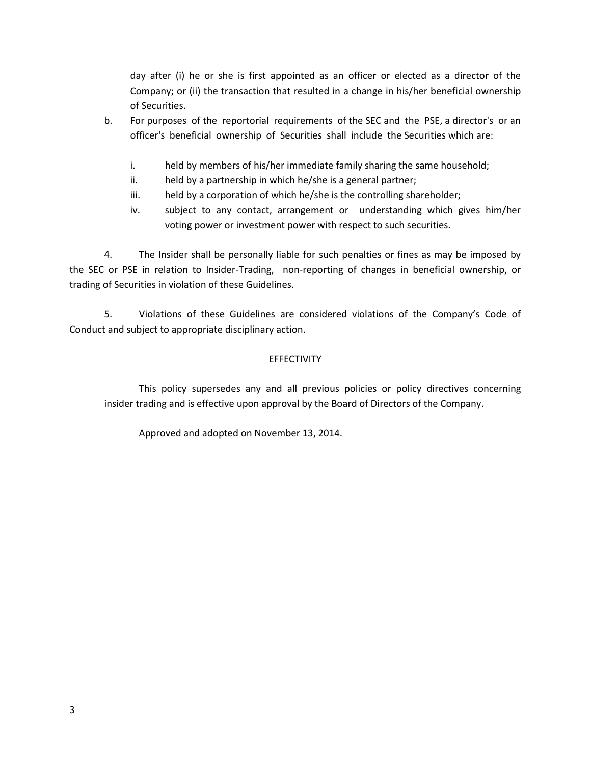day after (i) he or she is first appointed as an officer or elected as a director of the Company; or (ii) the transaction that resulted in a change in his/her beneficial ownership of Securities.

b. For purposes of the reportorial requirements of the SEC and the PSE, a director's or an officer's beneficial ownership of Securities shall include the Securities which are:

   i. held by members of his/her immediate family sharing the same household;
   
   ii. held by a partnership in which he/she is a general partner;
   
   iii. held by a corporation of which he/she is the controlling shareholder;
   
   iv. subject to any contact, arrangement or understanding which gives him/her voting power or investment power with respect to such securities.

4. The Insider shall be personally liable for such penalties or fines as may be imposed by the SEC or PSE in relation to Insider-Trading, non-reporting of changes in beneficial ownership, or trading of Securities in violation of these Guidelines.

5. Violations of these Guidelines are considered violations of the Company's Code of Conduct and subject to appropriate disciplinary action.

## EFFECTIVITY

This policy supersedes any and all previous policies or policy directives concerning insider trading and is effective upon approval by the Board of Directors of the Company.

Approved and adopted on November 13, 2014.